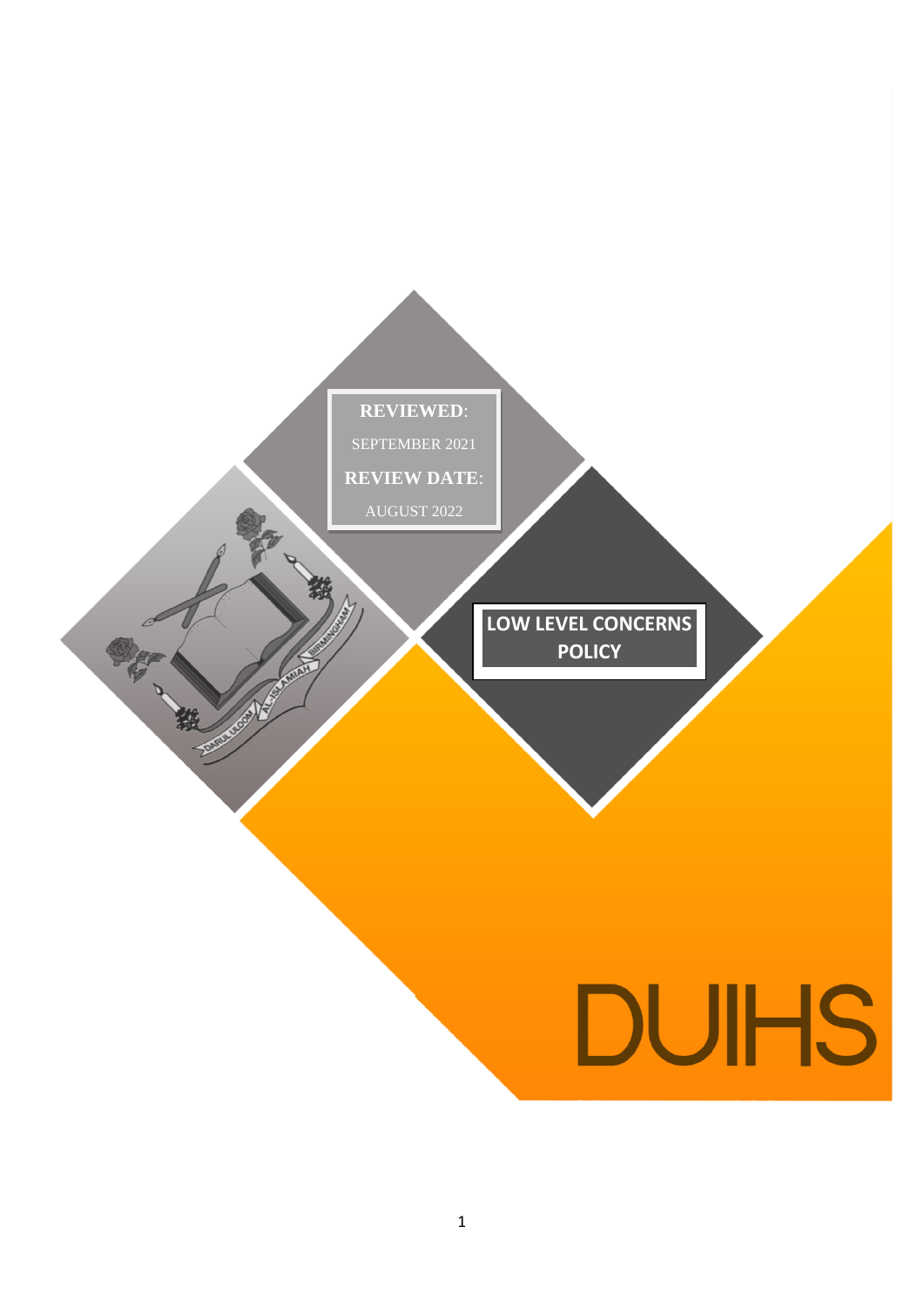**REVIEWED**:

SEPTEMBER 2021

**REVIEW DATE**:

AUGUST 2022

# LOW LEVEL CONCERNS POLICY

DUIHS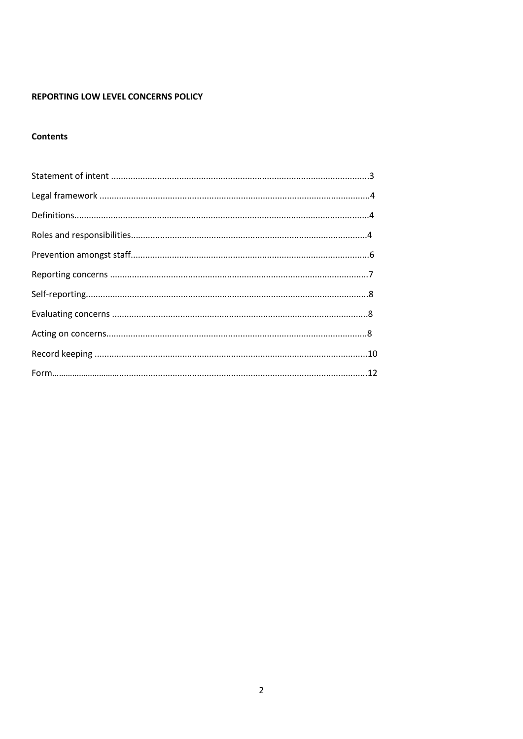**REPORTING LOW LEVEL CONCERNS POLICY**

**Contents**

Statement of intent ........................................................................................................3

Legal framework .............................................................................................................4

Definitions.......................................................................................................................4

Roles and responsibilities...............................................................................................4

Prevention amongst staff................................................................................................6

Reporting concerns ........................................................................................................7

Self-reporting..................................................................................................................8

Evaluating concerns .......................................................................................................8

Acting on concerns..........................................................................................................8

Record keeping ..............................................................................................................10

Form...............................................................................................................................12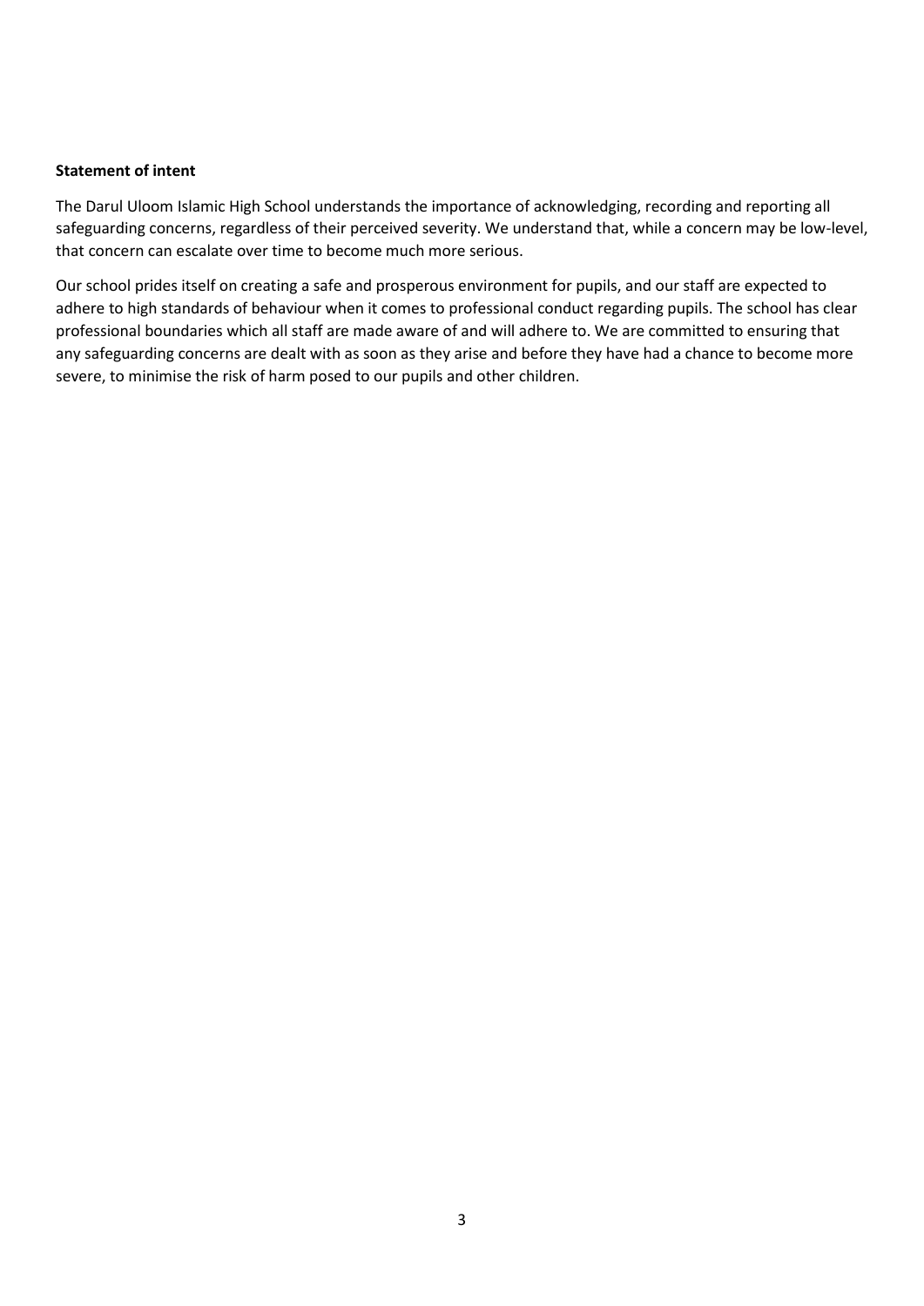**Statement of intent**

The Darul Uloom Islamic High School understands the importance of acknowledging, recording and reporting all safeguarding concerns, regardless of their perceived severity. We understand that, while a concern may be low-level, that concern can escalate over time to become much more serious.

Our school prides itself on creating a safe and prosperous environment for pupils, and our staff are expected to adhere to high standards of behaviour when it comes to professional conduct regarding pupils. The school has clear professional boundaries which all staff are made aware of and will adhere to. We are committed to ensuring that any safeguarding concerns are dealt with as soon as they arise and before they have had a chance to become more severe, to minimise the risk of harm posed to our pupils and other children.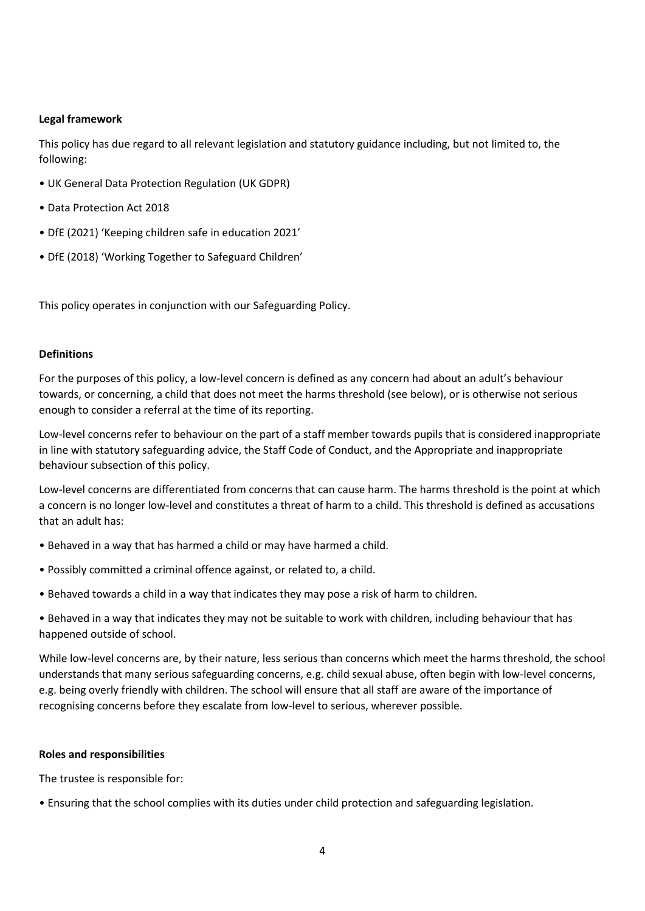**Legal framework**

This policy has due regard to all relevant legislation and statutory guidance including, but not limited to, the following:

- UK General Data Protection Regulation (UK GDPR)
- Data Protection Act 2018
- DfE (2021) 'Keeping children safe in education 2021'
- DfE (2018) 'Working Together to Safeguard Children'

This policy operates in conjunction with our Safeguarding Policy.

**Definitions**

For the purposes of this policy, a low-level concern is defined as any concern had about an adult's behaviour towards, or concerning, a child that does not meet the harms threshold (see below), or is otherwise not serious enough to consider a referral at the time of its reporting.

Low-level concerns refer to behaviour on the part of a staff member towards pupils that is considered inappropriate in line with statutory safeguarding advice, the Staff Code of Conduct, and the Appropriate and inappropriate behaviour subsection of this policy.

Low-level concerns are differentiated from concerns that can cause harm. The harms threshold is the point at which a concern is no longer low-level and constitutes a threat of harm to a child. This threshold is defined as accusations that an adult has:

- Behaved in a way that has harmed a child or may have harmed a child.
- Possibly committed a criminal offence against, or related to, a child.
- Behaved towards a child in a way that indicates they may pose a risk of harm to children.
- Behaved in a way that indicates they may not be suitable to work with children, including behaviour that has happened outside of school.

While low-level concerns are, by their nature, less serious than concerns which meet the harms threshold, the school understands that many serious safeguarding concerns, e.g. child sexual abuse, often begin with low-level concerns, e.g. being overly friendly with children. The school will ensure that all staff are aware of the importance of recognising concerns before they escalate from low-level to serious, wherever possible.

**Roles and responsibilities**

The trustee is responsible for:

- Ensuring that the school complies with its duties under child protection and safeguarding legislation.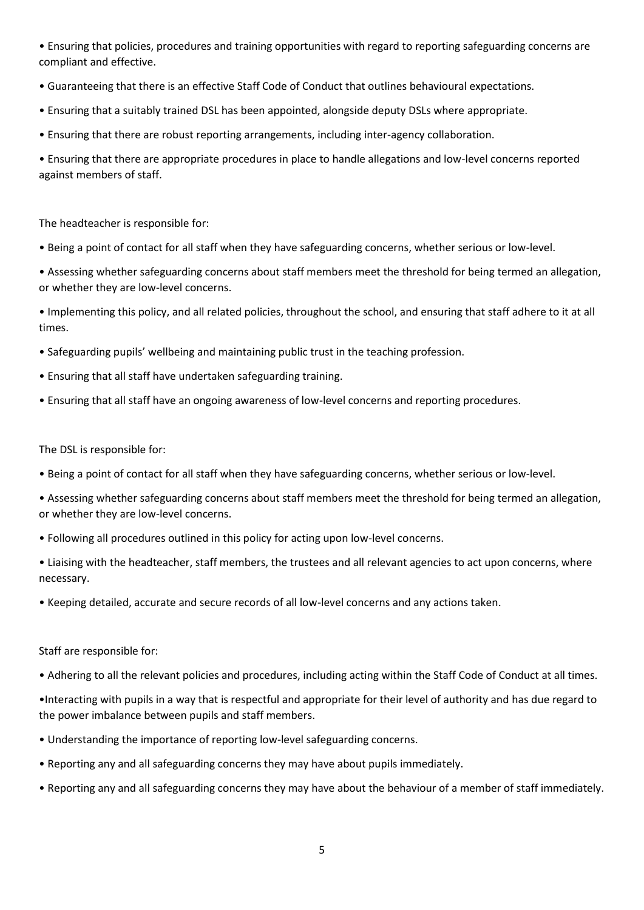- Ensuring that policies, procedures and training opportunities with regard to reporting safeguarding concerns are compliant and effective.
- Guaranteeing that there is an effective Staff Code of Conduct that outlines behavioural expectations.
- Ensuring that a suitably trained DSL has been appointed, alongside deputy DSLs where appropriate.
- Ensuring that there are robust reporting arrangements, including inter-agency collaboration.
- Ensuring that there are appropriate procedures in place to handle allegations and low-level concerns reported against members of staff.

The headteacher is responsible for:

- Being a point of contact for all staff when they have safeguarding concerns, whether serious or low-level.
- Assessing whether safeguarding concerns about staff members meet the threshold for being termed an allegation, or whether they are low-level concerns.
- Implementing this policy, and all related policies, throughout the school, and ensuring that staff adhere to it at all times.
- Safeguarding pupils' wellbeing and maintaining public trust in the teaching profession.
- Ensuring that all staff have undertaken safeguarding training.
- Ensuring that all staff have an ongoing awareness of low-level concerns and reporting procedures.

The DSL is responsible for:

- Being a point of contact for all staff when they have safeguarding concerns, whether serious or low-level.
- Assessing whether safeguarding concerns about staff members meet the threshold for being termed an allegation, or whether they are low-level concerns.
- Following all procedures outlined in this policy for acting upon low-level concerns.
- Liaising with the headteacher, staff members, the trustees and all relevant agencies to act upon concerns, where necessary.
- Keeping detailed, accurate and secure records of all low-level concerns and any actions taken.

Staff are responsible for:

- Adhering to all the relevant policies and procedures, including acting within the Staff Code of Conduct at all times.
- Interacting with pupils in a way that is respectful and appropriate for their level of authority and has due regard to the power imbalance between pupils and staff members.
- Understanding the importance of reporting low-level safeguarding concerns.
- Reporting any and all safeguarding concerns they may have about pupils immediately.
- Reporting any and all safeguarding concerns they may have about the behaviour of a member of staff immediately.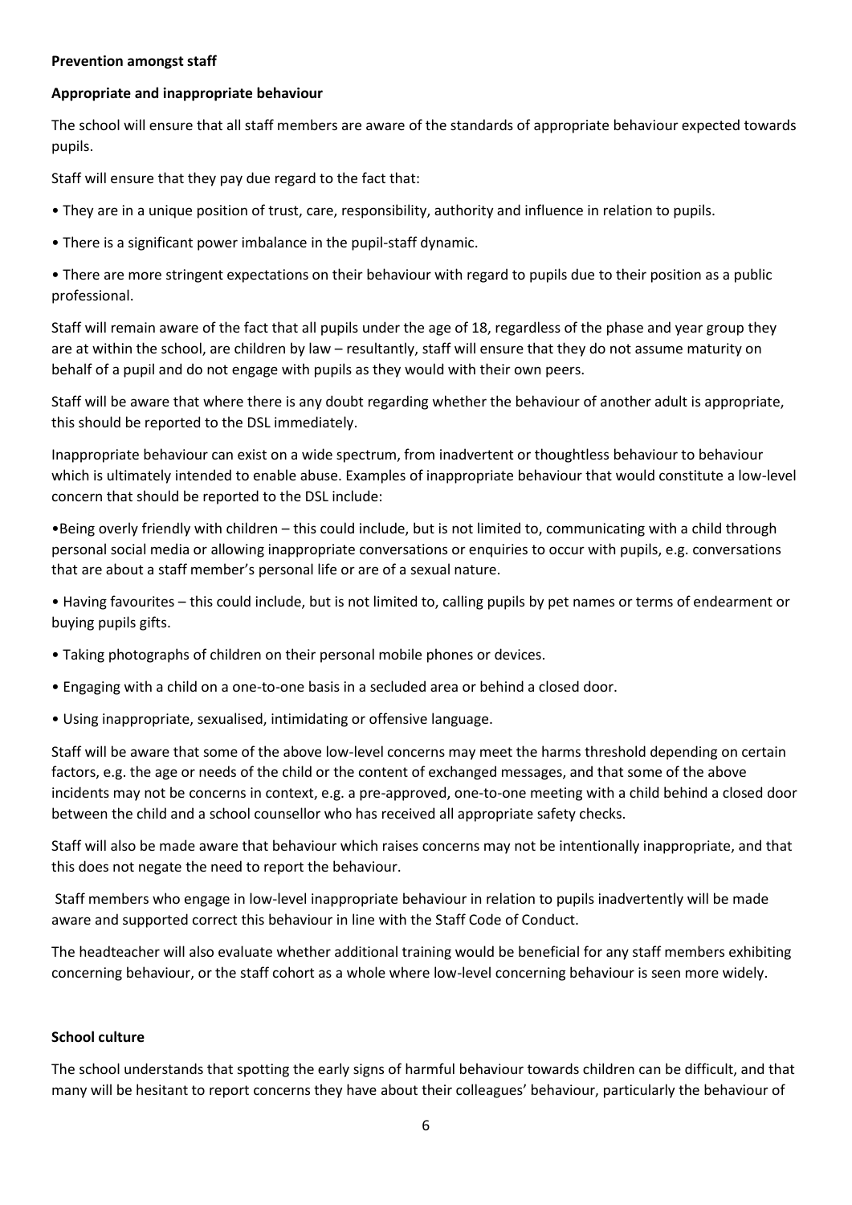**Prevention amongst staff**

**Appropriate and inappropriate behaviour**

The school will ensure that all staff members are aware of the standards of appropriate behaviour expected towards pupils.

Staff will ensure that they pay due regard to the fact that:

- They are in a unique position of trust, care, responsibility, authority and influence in relation to pupils.
- There is a significant power imbalance in the pupil-staff dynamic.
- There are more stringent expectations on their behaviour with regard to pupils due to their position as a public professional.

Staff will remain aware of the fact that all pupils under the age of 18, regardless of the phase and year group they are at within the school, are children by law – resultantly, staff will ensure that they do not assume maturity on behalf of a pupil and do not engage with pupils as they would with their own peers.

Staff will be aware that where there is any doubt regarding whether the behaviour of another adult is appropriate, this should be reported to the DSL immediately.

Inappropriate behaviour can exist on a wide spectrum, from inadvertent or thoughtless behaviour to behaviour which is ultimately intended to enable abuse. Examples of inappropriate behaviour that would constitute a low-level concern that should be reported to the DSL include:

- Being overly friendly with children – this could include, but is not limited to, communicating with a child through personal social media or allowing inappropriate conversations or enquiries to occur with pupils, e.g. conversations that are about a staff member's personal life or are of a sexual nature.
- Having favourites – this could include, but is not limited to, calling pupils by pet names or terms of endearment or buying pupils gifts.
- Taking photographs of children on their personal mobile phones or devices.
- Engaging with a child on a one-to-one basis in a secluded area or behind a closed door.
- Using inappropriate, sexualised, intimidating or offensive language.

Staff will be aware that some of the above low-level concerns may meet the harms threshold depending on certain factors, e.g. the age or needs of the child or the content of exchanged messages, and that some of the above incidents may not be concerns in context, e.g. a pre-approved, one-to-one meeting with a child behind a closed door between the child and a school counsellor who has received all appropriate safety checks.

Staff will also be made aware that behaviour which raises concerns may not be intentionally inappropriate, and that this does not negate the need to report the behaviour.

Staff members who engage in low-level inappropriate behaviour in relation to pupils inadvertently will be made aware and supported correct this behaviour in line with the Staff Code of Conduct.

The headteacher will also evaluate whether additional training would be beneficial for any staff members exhibiting concerning behaviour, or the staff cohort as a whole where low-level concerning behaviour is seen more widely.

**School culture**

The school understands that spotting the early signs of harmful behaviour towards children can be difficult, and that many will be hesitant to report concerns they have about their colleagues' behaviour, particularly the behaviour of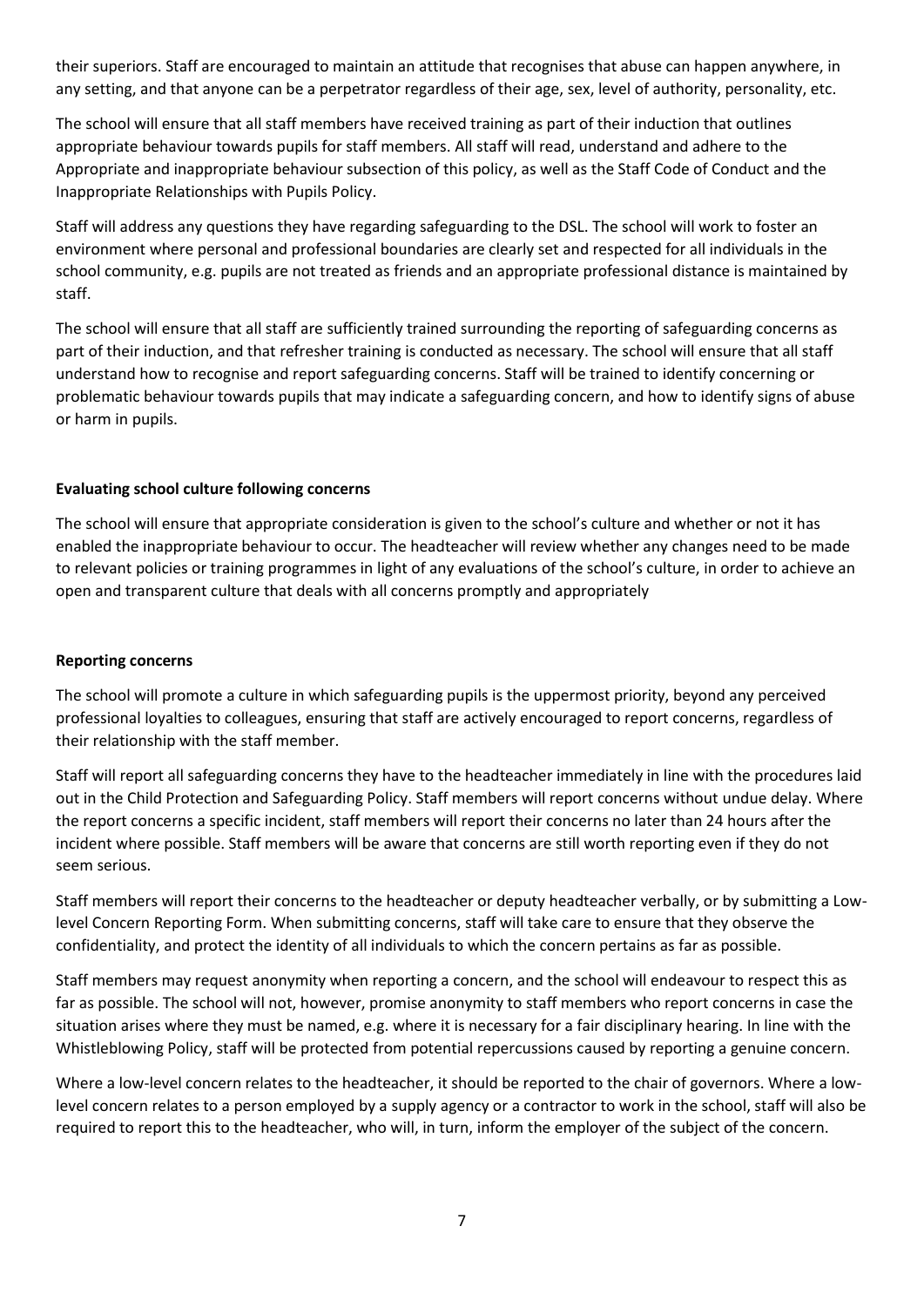their superiors. Staff are encouraged to maintain an attitude that recognises that abuse can happen anywhere, in any setting, and that anyone can be a perpetrator regardless of their age, sex, level of authority, personality, etc.

The school will ensure that all staff members have received training as part of their induction that outlines appropriate behaviour towards pupils for staff members. All staff will read, understand and adhere to the Appropriate and inappropriate behaviour subsection of this policy, as well as the Staff Code of Conduct and the Inappropriate Relationships with Pupils Policy.

Staff will address any questions they have regarding safeguarding to the DSL. The school will work to foster an environment where personal and professional boundaries are clearly set and respected for all individuals in the school community, e.g. pupils are not treated as friends and an appropriate professional distance is maintained by staff.

The school will ensure that all staff are sufficiently trained surrounding the reporting of safeguarding concerns as part of their induction, and that refresher training is conducted as necessary. The school will ensure that all staff understand how to recognise and report safeguarding concerns. Staff will be trained to identify concerning or problematic behaviour towards pupils that may indicate a safeguarding concern, and how to identify signs of abuse or harm in pupils.

**Evaluating school culture following concerns**

The school will ensure that appropriate consideration is given to the school's culture and whether or not it has enabled the inappropriate behaviour to occur. The headteacher will review whether any changes need to be made to relevant policies or training programmes in light of any evaluations of the school's culture, in order to achieve an open and transparent culture that deals with all concerns promptly and appropriately

**Reporting concerns**

The school will promote a culture in which safeguarding pupils is the uppermost priority, beyond any perceived professional loyalties to colleagues, ensuring that staff are actively encouraged to report concerns, regardless of their relationship with the staff member.

Staff will report all safeguarding concerns they have to the headteacher immediately in line with the procedures laid out in the Child Protection and Safeguarding Policy. Staff members will report concerns without undue delay. Where the report concerns a specific incident, staff members will report their concerns no later than 24 hours after the incident where possible. Staff members will be aware that concerns are still worth reporting even if they do not seem serious.

Staff members will report their concerns to the headteacher or deputy headteacher verbally, or by submitting a Low-level Concern Reporting Form. When submitting concerns, staff will take care to ensure that they observe the confidentiality, and protect the identity of all individuals to which the concern pertains as far as possible.

Staff members may request anonymity when reporting a concern, and the school will endeavour to respect this as far as possible. The school will not, however, promise anonymity to staff members who report concerns in case the situation arises where they must be named, e.g. where it is necessary for a fair disciplinary hearing. In line with the Whistleblowing Policy, staff will be protected from potential repercussions caused by reporting a genuine concern.

Where a low-level concern relates to the headteacher, it should be reported to the chair of governors. Where a low-level concern relates to a person employed by a supply agency or a contractor to work in the school, staff will also be required to report this to the headteacher, who will, in turn, inform the employer of the subject of the concern.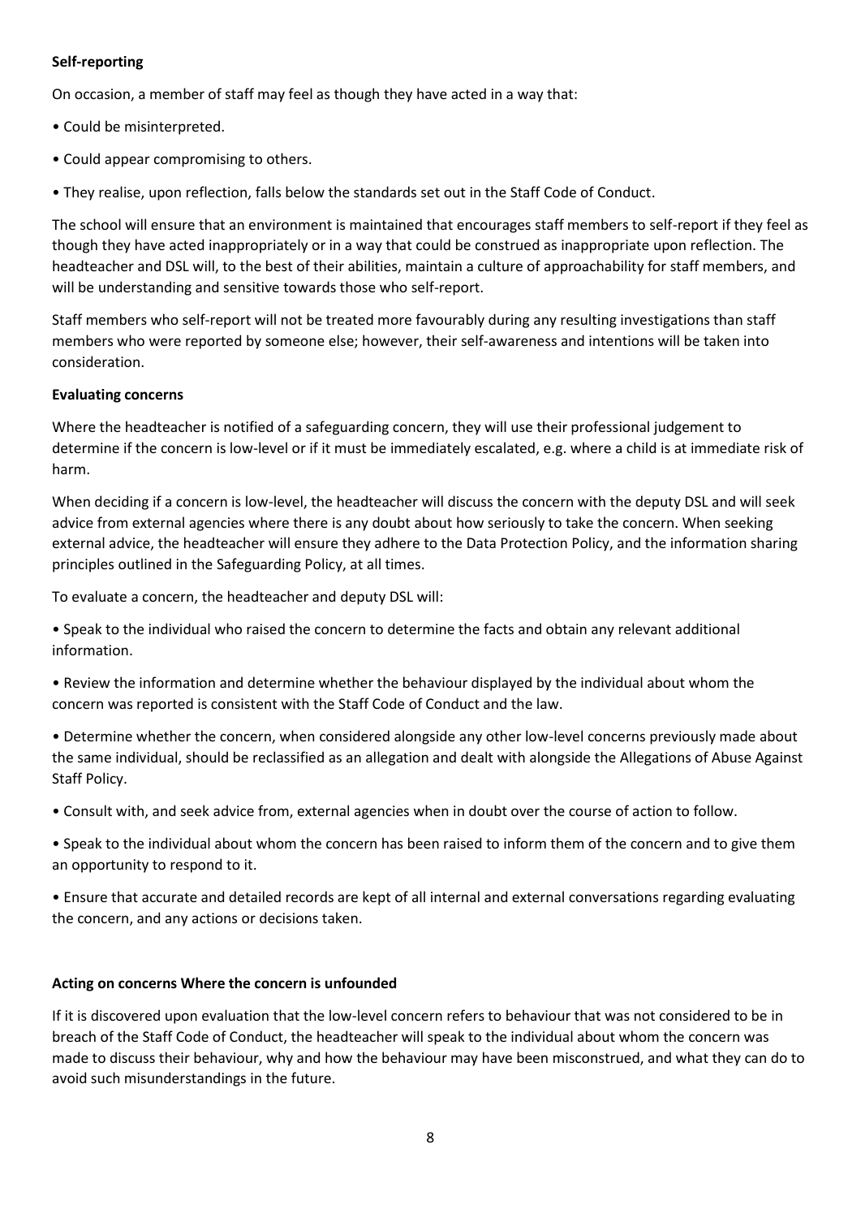**Self-reporting**

On occasion, a member of staff may feel as though they have acted in a way that:

- Could be misinterpreted.
- Could appear compromising to others.
- They realise, upon reflection, falls below the standards set out in the Staff Code of Conduct.

The school will ensure that an environment is maintained that encourages staff members to self-report if they feel as though they have acted inappropriately or in a way that could be construed as inappropriate upon reflection. The headteacher and DSL will, to the best of their abilities, maintain a culture of approachability for staff members, and will be understanding and sensitive towards those who self-report.

Staff members who self-report will not be treated more favourably during any resulting investigations than staff members who were reported by someone else; however, their self-awareness and intentions will be taken into consideration.

**Evaluating concerns**

Where the headteacher is notified of a safeguarding concern, they will use their professional judgement to determine if the concern is low-level or if it must be immediately escalated, e.g. where a child is at immediate risk of harm.

When deciding if a concern is low-level, the headteacher will discuss the concern with the deputy DSL and will seek advice from external agencies where there is any doubt about how seriously to take the concern. When seeking external advice, the headteacher will ensure they adhere to the Data Protection Policy, and the information sharing principles outlined in the Safeguarding Policy, at all times.

To evaluate a concern, the headteacher and deputy DSL will:

- Speak to the individual who raised the concern to determine the facts and obtain any relevant additional information.
- Review the information and determine whether the behaviour displayed by the individual about whom the concern was reported is consistent with the Staff Code of Conduct and the law.
- Determine whether the concern, when considered alongside any other low-level concerns previously made about the same individual, should be reclassified as an allegation and dealt with alongside the Allegations of Abuse Against Staff Policy.
- Consult with, and seek advice from, external agencies when in doubt over the course of action to follow.
- Speak to the individual about whom the concern has been raised to inform them of the concern and to give them an opportunity to respond to it.
- Ensure that accurate and detailed records are kept of all internal and external conversations regarding evaluating the concern, and any actions or decisions taken.

**Acting on concerns Where the concern is unfounded**

If it is discovered upon evaluation that the low-level concern refers to behaviour that was not considered to be in breach of the Staff Code of Conduct, the headteacher will speak to the individual about whom the concern was made to discuss their behaviour, why and how the behaviour may have been misconstrued, and what they can do to avoid such misunderstandings in the future.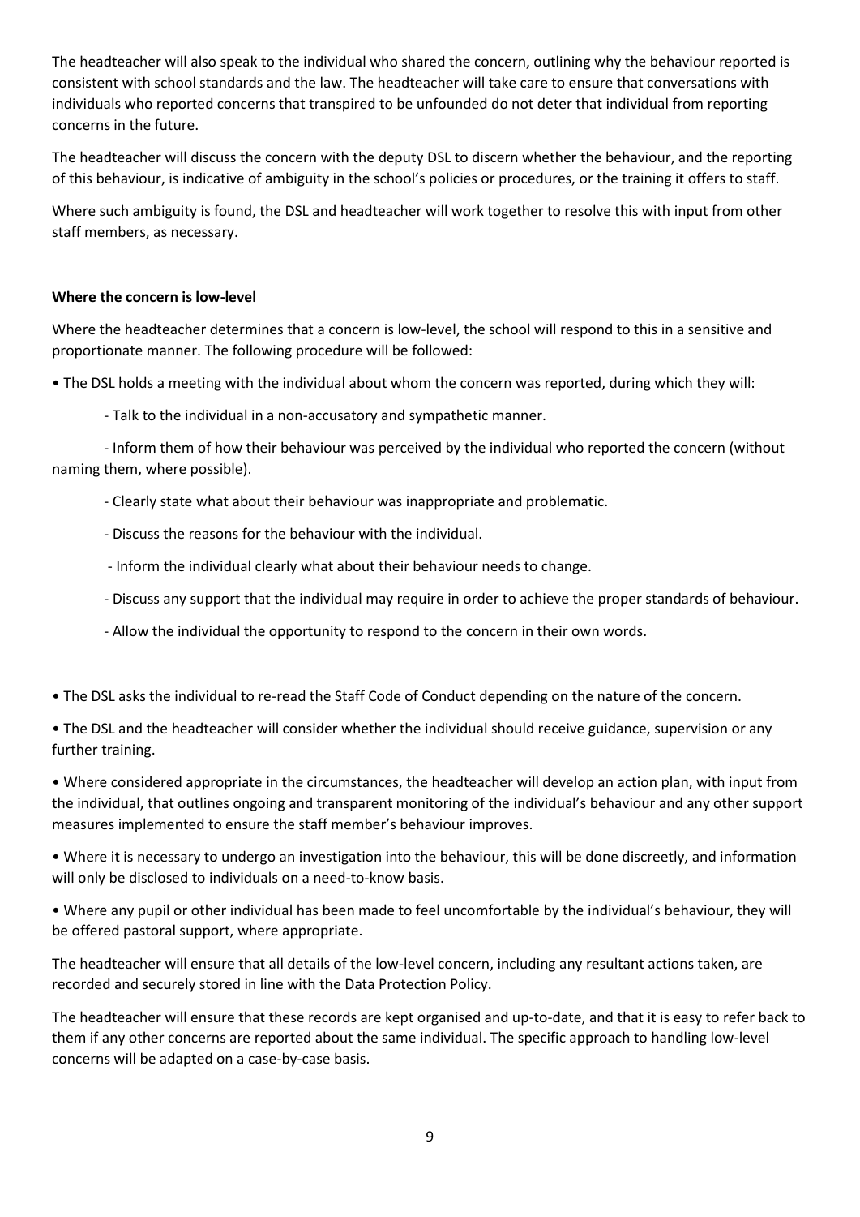The headteacher will also speak to the individual who shared the concern, outlining why the behaviour reported is consistent with school standards and the law. The headteacher will take care to ensure that conversations with individuals who reported concerns that transpired to be unfounded do not deter that individual from reporting concerns in the future.

The headteacher will discuss the concern with the deputy DSL to discern whether the behaviour, and the reporting of this behaviour, is indicative of ambiguity in the school's policies or procedures, or the training it offers to staff.

Where such ambiguity is found, the DSL and headteacher will work together to resolve this with input from other staff members, as necessary.

**Where the concern is low-level**

Where the headteacher determines that a concern is low-level, the school will respond to this in a sensitive and proportionate manner. The following procedure will be followed:

- The DSL holds a meeting with the individual about whom the concern was reported, during which they will:
  - Talk to the individual in a non-accusatory and sympathetic manner.
  - Inform them of how their behaviour was perceived by the individual who reported the concern (without naming them, where possible).
  - Clearly state what about their behaviour was inappropriate and problematic.
  - Discuss the reasons for the behaviour with the individual.
  - Inform the individual clearly what about their behaviour needs to change.
  - Discuss any support that the individual may require in order to achieve the proper standards of behaviour.
  - Allow the individual the opportunity to respond to the concern in their own words.

- The DSL asks the individual to re-read the Staff Code of Conduct depending on the nature of the concern.
- The DSL and the headteacher will consider whether the individual should receive guidance, supervision or any further training.
- Where considered appropriate in the circumstances, the headteacher will develop an action plan, with input from the individual, that outlines ongoing and transparent monitoring of the individual's behaviour and any other support measures implemented to ensure the staff member's behaviour improves.
- Where it is necessary to undergo an investigation into the behaviour, this will be done discreetly, and information will only be disclosed to individuals on a need-to-know basis.
- Where any pupil or other individual has been made to feel uncomfortable by the individual's behaviour, they will be offered pastoral support, where appropriate.

The headteacher will ensure that all details of the low-level concern, including any resultant actions taken, are recorded and securely stored in line with the Data Protection Policy.

The headteacher will ensure that these records are kept organised and up-to-date, and that it is easy to refer back to them if any other concerns are reported about the same individual. The specific approach to handling low-level concerns will be adapted on a case-by-case basis.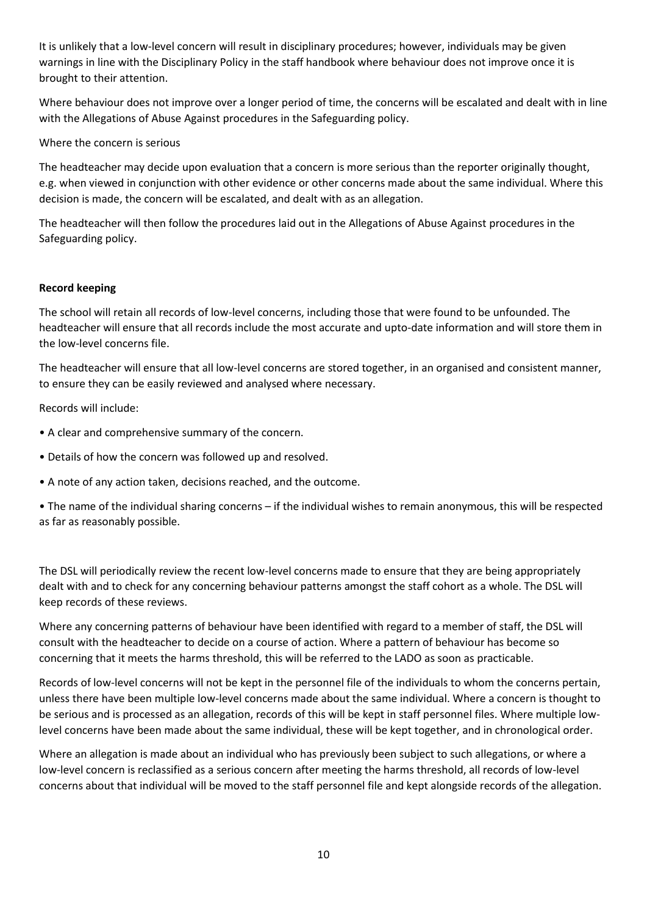It is unlikely that a low-level concern will result in disciplinary procedures; however, individuals may be given warnings in line with the Disciplinary Policy in the staff handbook where behaviour does not improve once it is brought to their attention.

Where behaviour does not improve over a longer period of time, the concerns will be escalated and dealt with in line with the Allegations of Abuse Against procedures in the Safeguarding policy.

Where the concern is serious

The headteacher may decide upon evaluation that a concern is more serious than the reporter originally thought, e.g. when viewed in conjunction with other evidence or other concerns made about the same individual. Where this decision is made, the concern will be escalated, and dealt with as an allegation.

The headteacher will then follow the procedures laid out in the Allegations of Abuse Against procedures in the Safeguarding policy.

**Record keeping**

The school will retain all records of low-level concerns, including those that were found to be unfounded. The headteacher will ensure that all records include the most accurate and upto-date information and will store them in the low-level concerns file.

The headteacher will ensure that all low-level concerns are stored together, in an organised and consistent manner, to ensure they can be easily reviewed and analysed where necessary.

Records will include:

- A clear and comprehensive summary of the concern.
- Details of how the concern was followed up and resolved.
- A note of any action taken, decisions reached, and the outcome.
- The name of the individual sharing concerns – if the individual wishes to remain anonymous, this will be respected as far as reasonably possible.

The DSL will periodically review the recent low-level concerns made to ensure that they are being appropriately dealt with and to check for any concerning behaviour patterns amongst the staff cohort as a whole. The DSL will keep records of these reviews.

Where any concerning patterns of behaviour have been identified with regard to a member of staff, the DSL will consult with the headteacher to decide on a course of action. Where a pattern of behaviour has become so concerning that it meets the harms threshold, this will be referred to the LADO as soon as practicable.

Records of low-level concerns will not be kept in the personnel file of the individuals to whom the concerns pertain, unless there have been multiple low-level concerns made about the same individual. Where a concern is thought to be serious and is processed as an allegation, records of this will be kept in staff personnel files. Where multiple low-level concerns have been made about the same individual, these will be kept together, and in chronological order.

Where an allegation is made about an individual who has previously been subject to such allegations, or where a low-level concern is reclassified as a serious concern after meeting the harms threshold, all records of low-level concerns about that individual will be moved to the staff personnel file and kept alongside records of the allegation.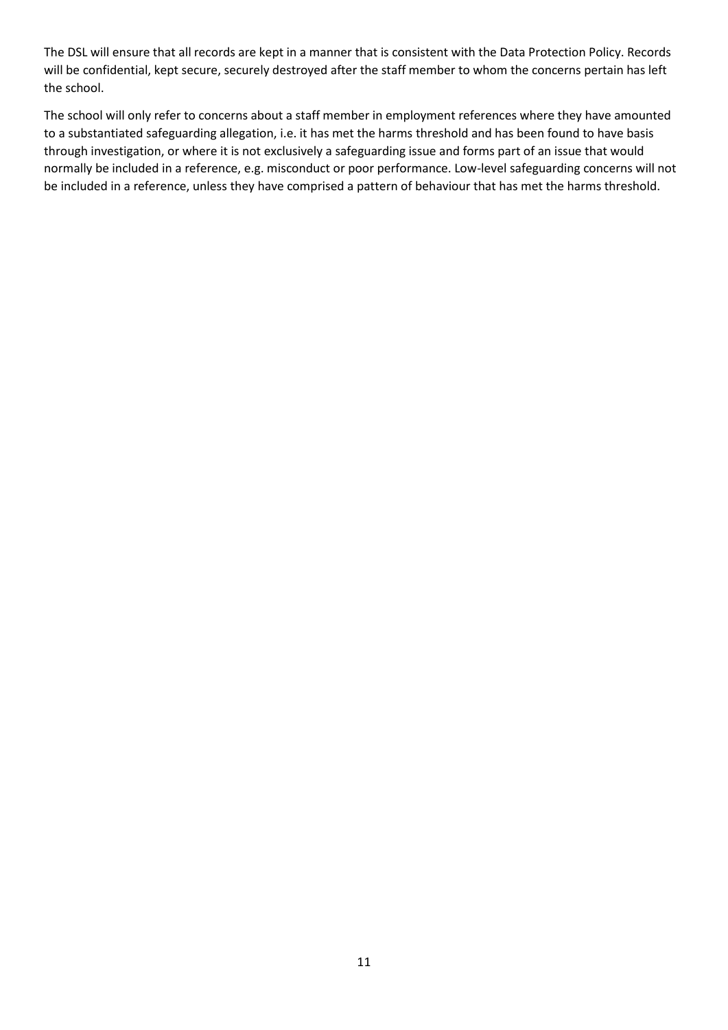The DSL will ensure that all records are kept in a manner that is consistent with the Data Protection Policy. Records will be confidential, kept secure, securely destroyed after the staff member to whom the concerns pertain has left the school.

The school will only refer to concerns about a staff member in employment references where they have amounted to a substantiated safeguarding allegation, i.e. it has met the harms threshold and has been found to have basis through investigation, or where it is not exclusively a safeguarding issue and forms part of an issue that would normally be included in a reference, e.g. misconduct or poor performance. Low-level safeguarding concerns will not be included in a reference, unless they have comprised a pattern of behaviour that has met the harms threshold.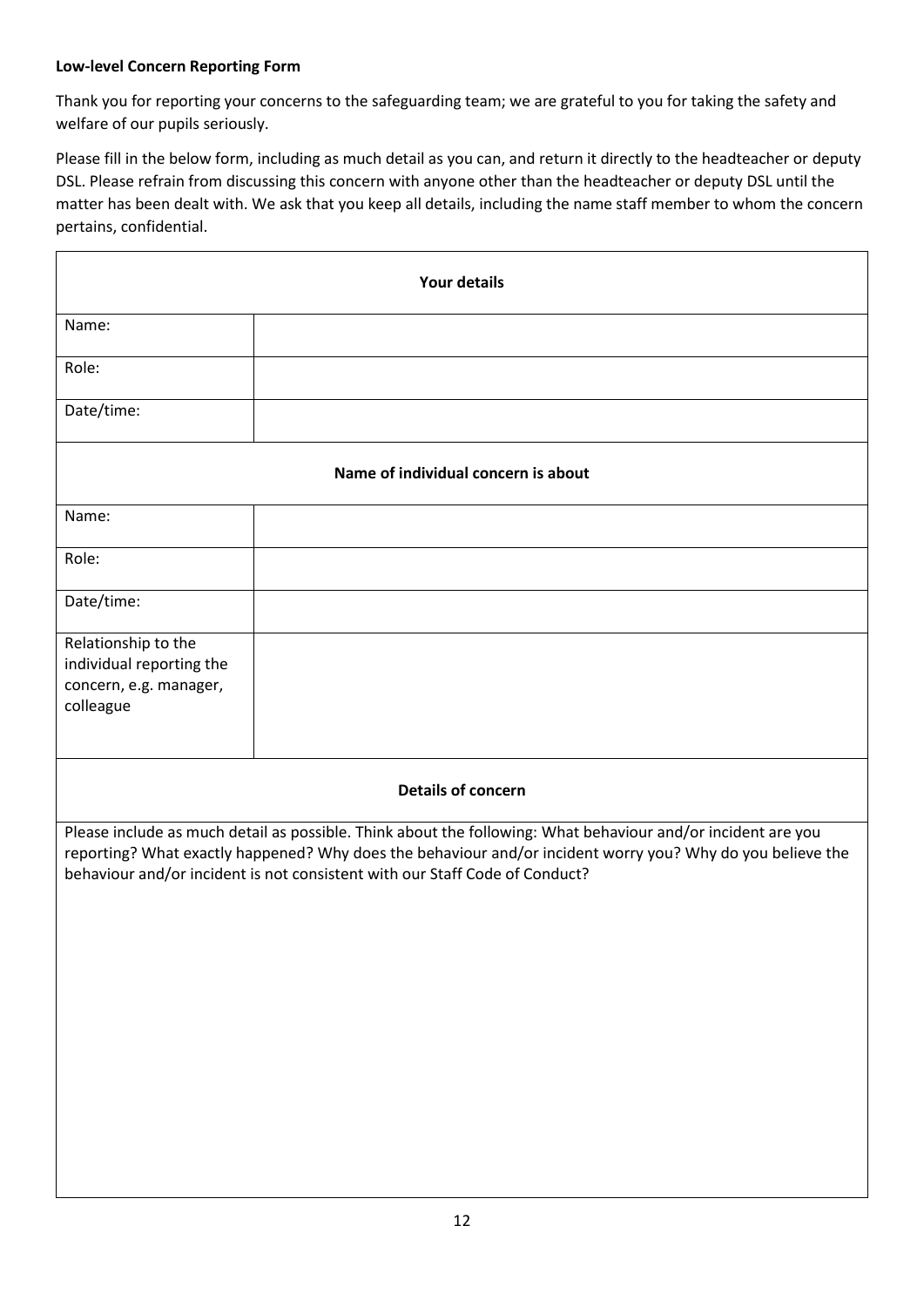**Low-level Concern Reporting Form**

Thank you for reporting your concerns to the safeguarding team; we are grateful to you for taking the safety and welfare of our pupils seriously.

Please fill in the below form, including as much detail as you can, and return it directly to the headteacher or deputy DSL. Please refrain from discussing this concern with anyone other than the headteacher or deputy DSL until the matter has been dealt with. We ask that you keep all details, including the name staff member to whom the concern pertains, confidential.

| **Your details** | |
|---|---|
| Name: | |
| Role: | |
| Date/time: | |
| **Name of individual concern is about** | |
| Name: | |
| Role: | |
| Date/time: | |
| Relationship to the individual reporting the concern, e.g. manager, colleague | |
| **Details of concern** | |
| Please include as much detail as possible. Think about the following: What behaviour and/or incident are you reporting? What exactly happened? Why does the behaviour and/or incident worry you? Why do you believe the behaviour and/or incident is not consistent with our Staff Code of Conduct? | |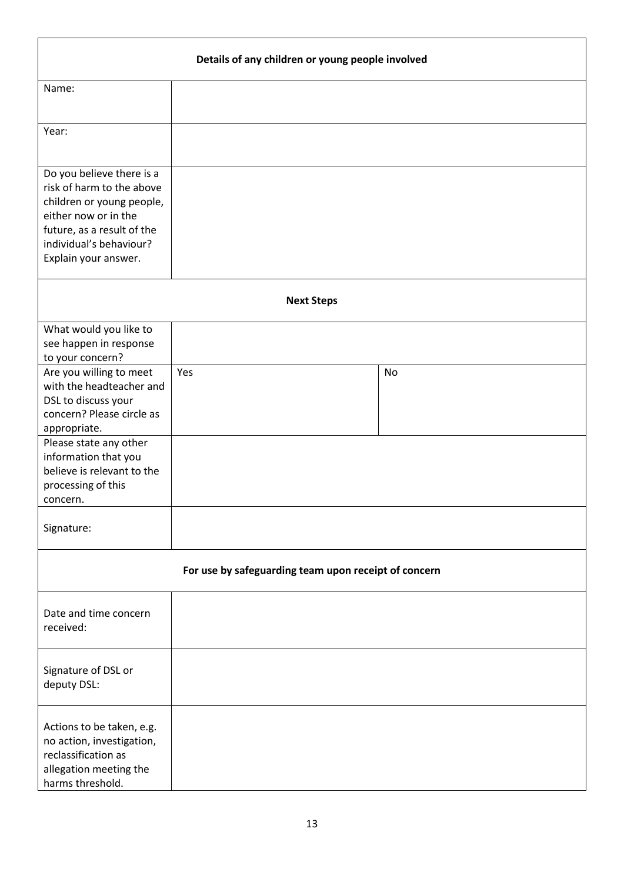| Details of any children or young people involved | | |
|---|---|---|
| Name: | | |
| Year: | | |
| Do you believe there is a risk of harm to the above children or young people, either now or in the future, as a result of the individual's behaviour? Explain your answer. | | |
| **Next Steps** | | |
| What would you like to see happen in response to your concern? | | |
| Are you willing to meet with the headteacher and DSL to discuss your concern? Please circle as appropriate. | Yes | No |
| Please state any other information that you believe is relevant to the processing of this concern. | | |
| Signature: | | |
| **For use by safeguarding team upon receipt of concern** | | |
| Date and time concern received: | | |
| Signature of DSL or deputy DSL: | | |
| Actions to be taken, e.g. no action, investigation, reclassification as allegation meeting the harms threshold. | | |